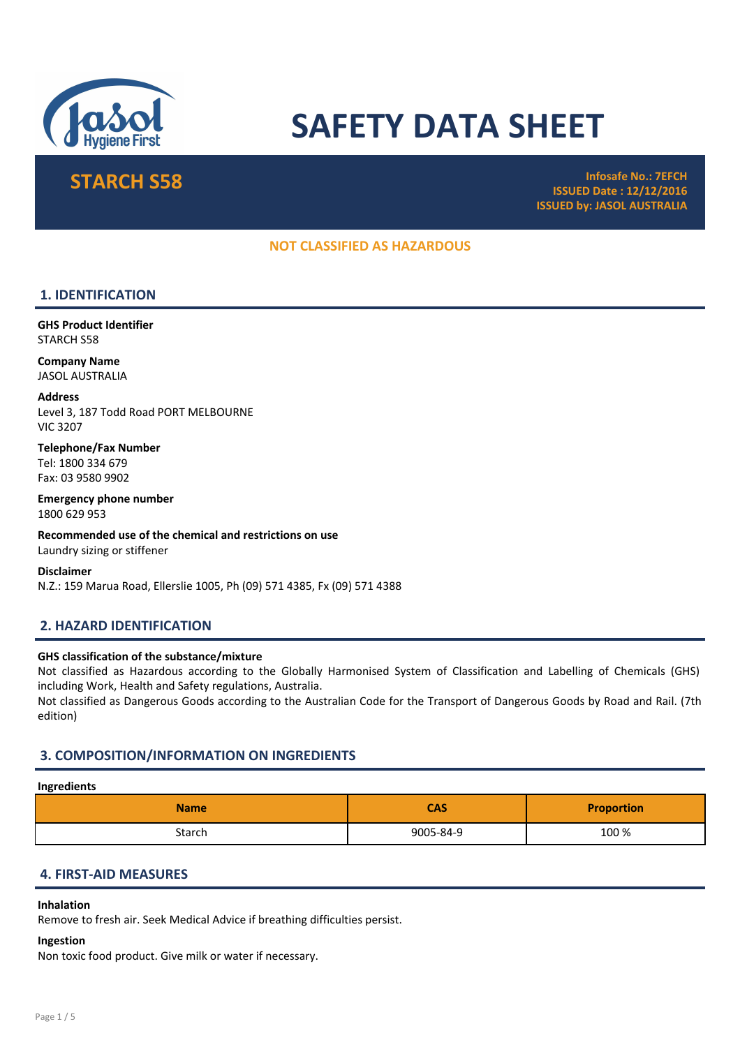# SAFETY DATA SHEET

## STARCH S58

**Infosafe No.: 7EFCH**
**ISSUED Date : 12/12/2016**
**ISSUED by: JASOL AUSTRALIA**

**NOT CLASSIFIED AS HAZARDOUS**

## 1. IDENTIFICATION

**GHS Product Identifier**
STARCH S58

**Company Name**
JASOL AUSTRALIA

**Address**
Level 3, 187 Todd Road PORT MELBOURNE
VIC 3207

**Telephone/Fax Number**
Tel: 1800 334 679
Fax: 03 9580 9902

**Emergency phone number**
1800 629 953

**Recommended use of the chemical and restrictions on use**
Laundry sizing or stiffener

**Disclaimer**
N.Z.: 159 Marua Road, Ellerslie 1005, Ph (09) 571 4385, Fx (09) 571 4388

## 2. HAZARD IDENTIFICATION

**GHS classification of the substance/mixture**
Not classified as Hazardous according to the Globally Harmonised System of Classification and Labelling of Chemicals (GHS) including Work, Health and Safety regulations, Australia.
Not classified as Dangerous Goods according to the Australian Code for the Transport of Dangerous Goods by Road and Rail. (7th edition)

## 3. COMPOSITION/INFORMATION ON INGREDIENTS

**Ingredients**

| Name | CAS | Proportion |
|---|---|---|
| Starch | 9005-84-9 | 100 % |

## 4. FIRST-AID MEASURES

**Inhalation**
Remove to fresh air. Seek Medical Advice if breathing difficulties persist.

**Ingestion**
Non toxic food product. Give milk or water if necessary.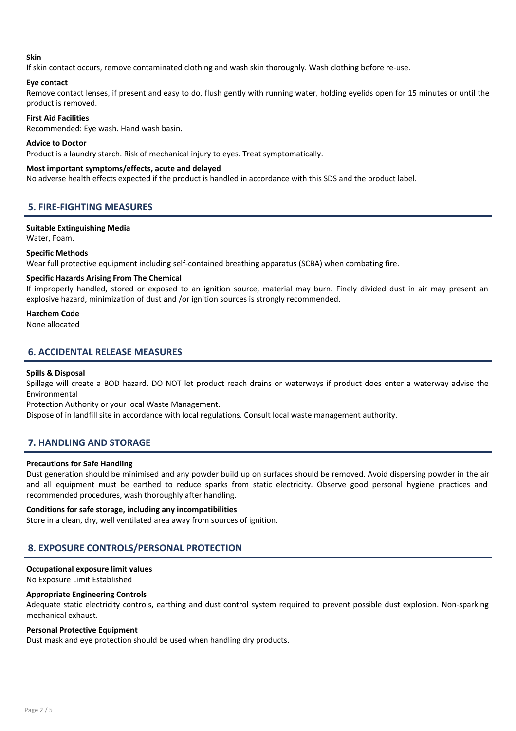**Skin**

If skin contact occurs, remove contaminated clothing and wash skin thoroughly. Wash clothing before re-use.

**Eye contact**

Remove contact lenses, if present and easy to do, flush gently with running water, holding eyelids open for 15 minutes or until the product is removed.

**First Aid Facilities**

Recommended: Eye wash. Hand wash basin.

**Advice to Doctor**

Product is a laundry starch. Risk of mechanical injury to eyes. Treat symptomatically.

**Most important symptoms/effects, acute and delayed**

No adverse health effects expected if the product is handled in accordance with this SDS and the product label.

## 5. FIRE-FIGHTING MEASURES

**Suitable Extinguishing Media**

Water, Foam.

**Specific Methods**

Wear full protective equipment including self-contained breathing apparatus (SCBA) when combating fire.

**Specific Hazards Arising From The Chemical**

If improperly handled, stored or exposed to an ignition source, material may burn. Finely divided dust in air may present an explosive hazard, minimization of dust and /or ignition sources is strongly recommended.

**Hazchem Code**

None allocated

## 6. ACCIDENTAL RELEASE MEASURES

**Spills & Disposal**

Spillage will create a BOD hazard. DO NOT let product reach drains or waterways if product does enter a waterway advise the Environmental
Protection Authority or your local Waste Management.
Dispose of in landfill site in accordance with local regulations. Consult local waste management authority.

## 7. HANDLING AND STORAGE

**Precautions for Safe Handling**

Dust generation should be minimised and any powder build up on surfaces should be removed. Avoid dispersing powder in the air and all equipment must be earthed to reduce sparks from static electricity. Observe good personal hygiene practices and recommended procedures, wash thoroughly after handling.

**Conditions for safe storage, including any incompatibilities**

Store in a clean, dry, well ventilated area away from sources of ignition.

## 8. EXPOSURE CONTROLS/PERSONAL PROTECTION

**Occupational exposure limit values**

No Exposure Limit Established

**Appropriate Engineering Controls**

Adequate static electricity controls, earthing and dust control system required to prevent possible dust explosion. Non-sparking mechanical exhaust.

**Personal Protective Equipment**

Dust mask and eye protection should be used when handling dry products.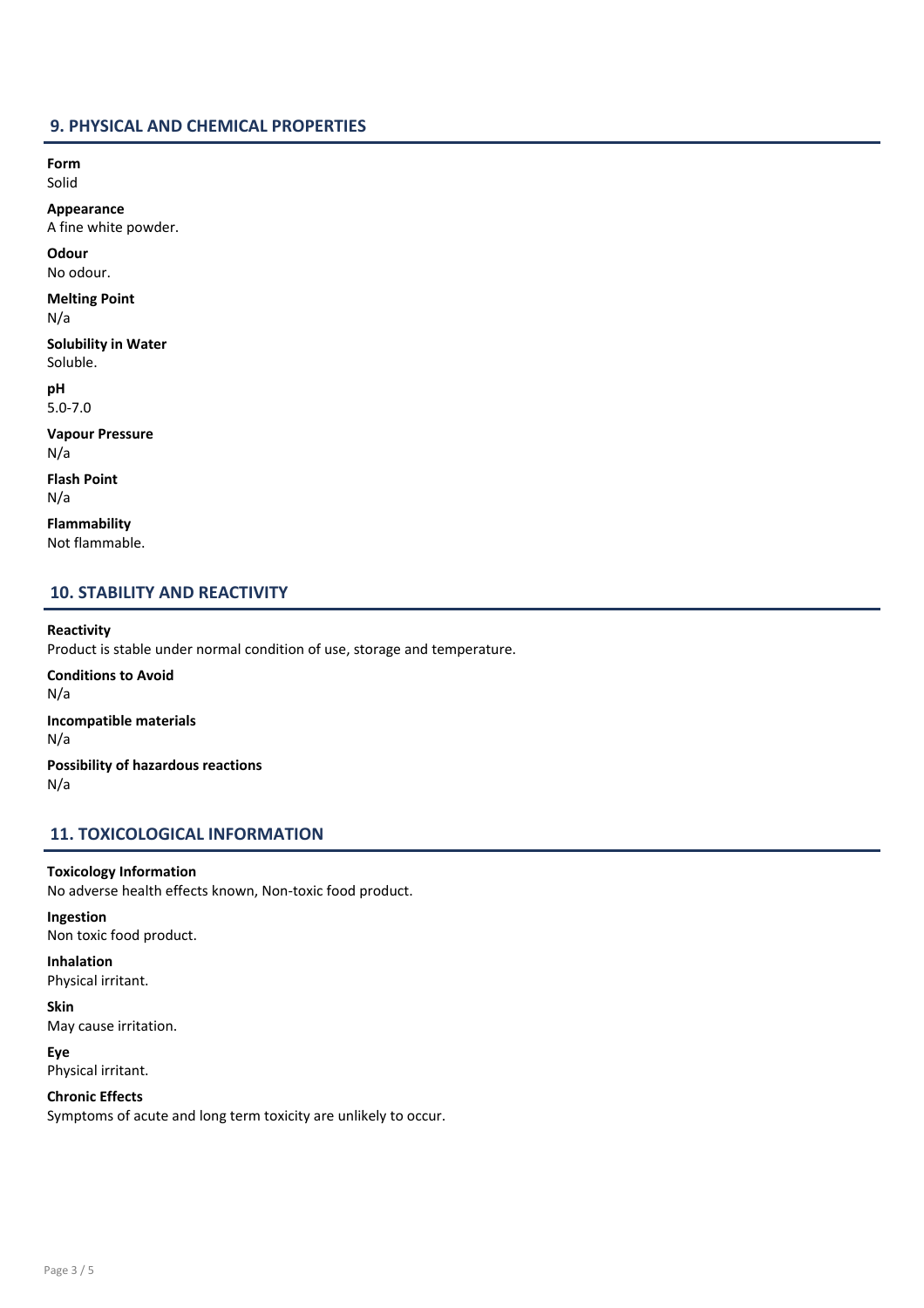## 9. PHYSICAL AND CHEMICAL PROPERTIES

**Form**
Solid

**Appearance**
A fine white powder.

**Odour**
No odour.

**Melting Point**
N/a

**Solubility in Water**
Soluble.

**pH**
5.0-7.0

**Vapour Pressure**
N/a

**Flash Point**
N/a

**Flammability**
Not flammable.

## 10. STABILITY AND REACTIVITY

**Reactivity**
Product is stable under normal condition of use, storage and temperature.

**Conditions to Avoid**
N/a

**Incompatible materials**
N/a

**Possibility of hazardous reactions**
N/a

## 11. TOXICOLOGICAL INFORMATION

**Toxicology Information**
No adverse health effects known, Non-toxic food product.

**Ingestion**
Non toxic food product.

**Inhalation**
Physical irritant.

**Skin**
May cause irritation.

**Eye**
Physical irritant.

**Chronic Effects**
Symptoms of acute and long term toxicity are unlikely to occur.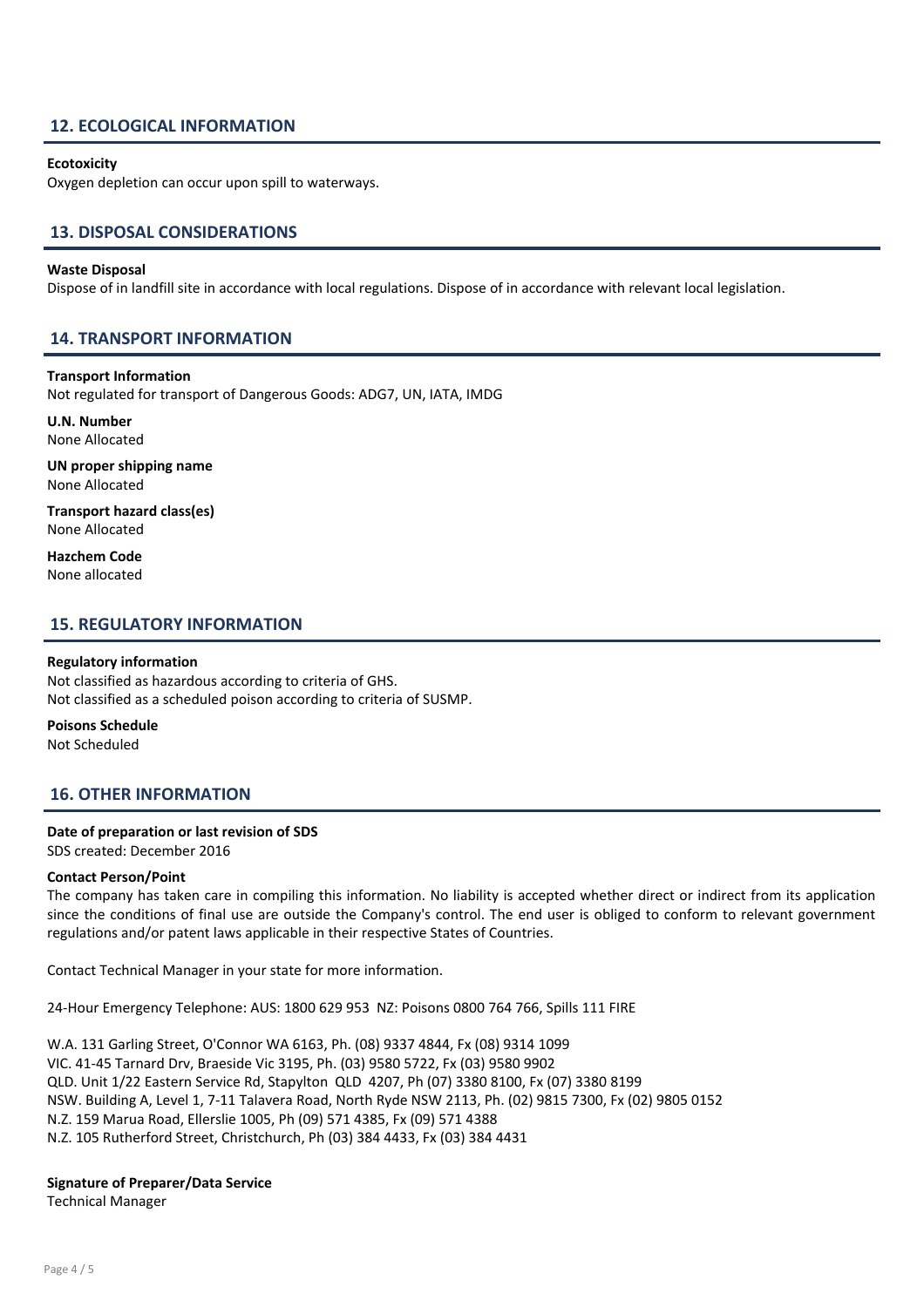## 12. ECOLOGICAL INFORMATION

**Ecotoxicity**

Oxygen depletion can occur upon spill to waterways.

## 13. DISPOSAL CONSIDERATIONS

**Waste Disposal**

Dispose of in landfill site in accordance with local regulations. Dispose of in accordance with relevant local legislation.

## 14. TRANSPORT INFORMATION

**Transport Information**

Not regulated for transport of Dangerous Goods: ADG7, UN, IATA, IMDG

**U.N. Number**

None Allocated

**UN proper shipping name**

None Allocated

**Transport hazard class(es)**

None Allocated

**Hazchem Code**

None allocated

## 15. REGULATORY INFORMATION

**Regulatory information**

Not classified as hazardous according to criteria of GHS.
Not classified as a scheduled poison according to criteria of SUSMP.

**Poisons Schedule**

Not Scheduled

## 16. OTHER INFORMATION

**Date of preparation or last revision of SDS**

SDS created: December 2016

**Contact Person/Point**

The company has taken care in compiling this information. No liability is accepted whether direct or indirect from its application since the conditions of final use are outside the Company's control. The end user is obliged to conform to relevant government regulations and/or patent laws applicable in their respective States of Countries.

Contact Technical Manager in your state for more information.

24-Hour Emergency Telephone: AUS: 1800 629 953 NZ: Poisons 0800 764 766, Spills 111 FIRE

W.A. 131 Garling Street, O'Connor WA 6163, Ph. (08) 9337 4844, Fx (08) 9314 1099
VIC. 41-45 Tarnard Drv, Braeside Vic 3195, Ph. (03) 9580 5722, Fx (03) 9580 9902
QLD. Unit 1/22 Eastern Service Rd, Stapylton QLD 4207, Ph (07) 3380 8100, Fx (07) 3380 8199
NSW. Building A, Level 1, 7-11 Talavera Road, North Ryde NSW 2113, Ph. (02) 9815 7300, Fx (02) 9805 0152
N.Z. 159 Marua Road, Ellerslie 1005, Ph (09) 571 4385, Fx (09) 571 4388
N.Z. 105 Rutherford Street, Christchurch, Ph (03) 384 4433, Fx (03) 384 4431

**Signature of Preparer/Data Service**

Technical Manager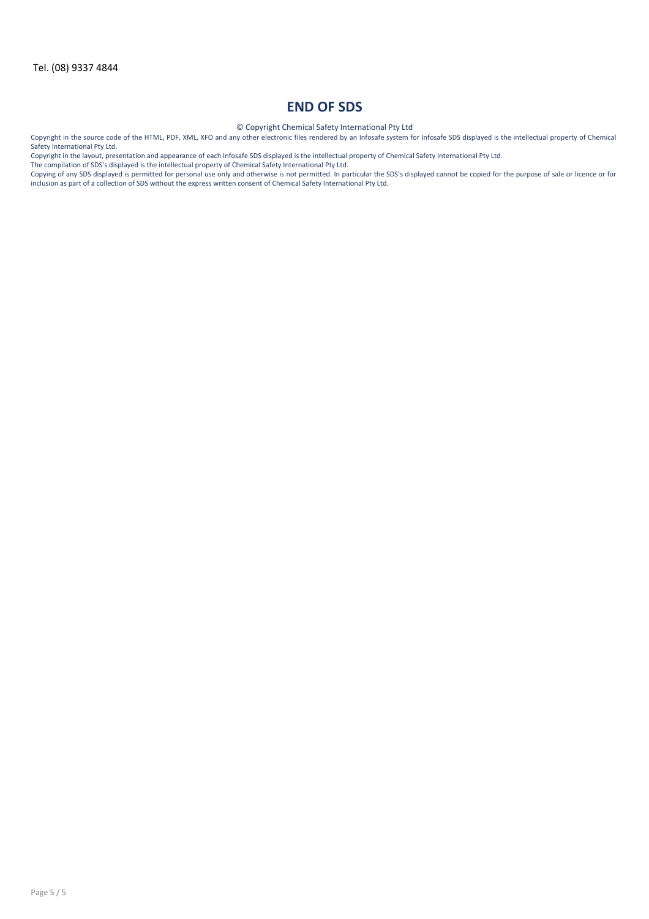Tel. (08) 9337 4844

## END OF SDS

© Copyright Chemical Safety International Pty Ltd

Copyright in the source code of the HTML, PDF, XML, XFO and any other electronic files rendered by an Infosafe system for Infosafe SDS displayed is the intellectual property of Chemical Safety International Pty Ltd.

Copyright in the layout, presentation and appearance of each Infosafe SDS displayed is the intellectual property of Chemical Safety International Pty Ltd.

The compilation of SDS's displayed is the intellectual property of Chemical Safety International Pty Ltd.

Copying of any SDS displayed is permitted for personal use only and otherwise is not permitted. In particular the SDS's displayed cannot be copied for the purpose of sale or licence or for inclusion as part of a collection of SDS without the express written consent of Chemical Safety International Pty Ltd.